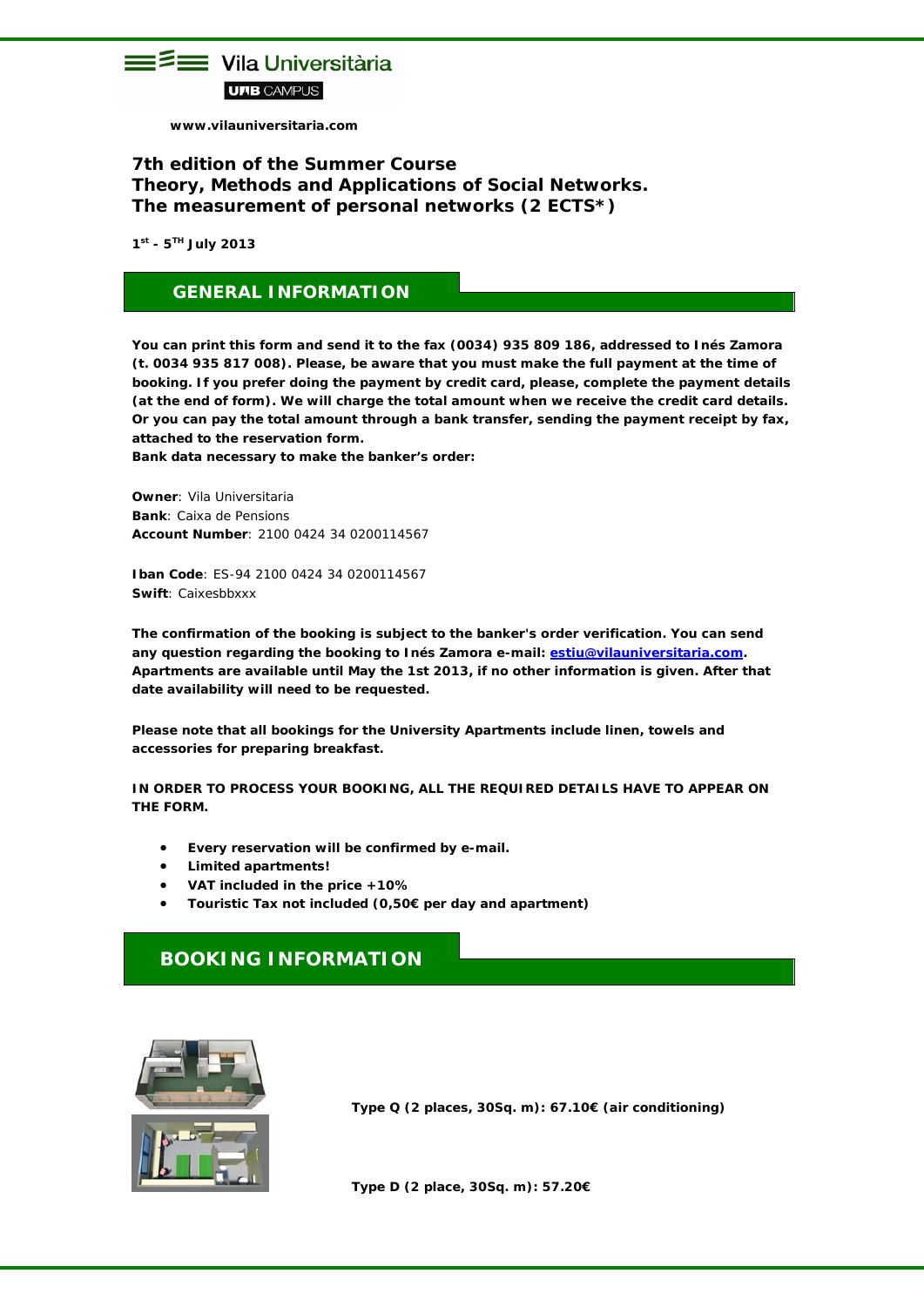Vila Universitària

UAB CAMPUS

www.vilauniversitaria.com

# 7th edition of the Summer Course
# Theory, Methods and Applications of Social Networks.
# The measurement of personal networks (2 ECTS*)

**1st - 5TH July 2013**

## GENERAL INFORMATION

**You can print this form and send it to the fax (0034) 935 809 186, addressed to Inés Zamora (t. 0034 935 817 008). Please, be aware that you must make the full payment at the time of booking. If you prefer doing the payment by credit card, please, complete the payment details (at the end of form). We will charge the total amount when we receive the credit card details. Or you can pay the total amount through a bank transfer, sending the payment receipt by fax, attached to the reservation form.**
**Bank data necessary to make the banker's order:**

**Owner**: Vila Universitaria
**Bank**: Caixa de Pensions
**Account Number**: 2100 0424 34 0200114567

**Iban Code**: ES-94 2100 0424 34 0200114567
**Swift**: Caixesbbxxx

**The confirmation of the booking is subject to the banker's order verification. You can send any question regarding the booking to Inés Zamora e-mail: [estiu@vilauniversitaria.com](mailto:estiu@vilauniversitaria.com). Apartments are available until May the 1st 2013, if no other information is given. After that date availability will need to be requested.**

**Please note that all bookings for the University Apartments include linen, towels and accessories for preparing breakfast.**

**IN ORDER TO PROCESS YOUR BOOKING, ALL THE REQUIRED DETAILS HAVE TO APPEAR ON THE FORM.**

- **Every reservation will be confirmed by e-mail.**
- **Limited apartments!**
- **VAT included in the price +10%**
- **Touristic Tax not included (0,50€ per day and apartment)**

## BOOKING INFORMATION

**Type Q (2 places, 30Sq. m): 67.10€ (air conditioning)**

**Type D (2 place, 30Sq. m): 57.20€**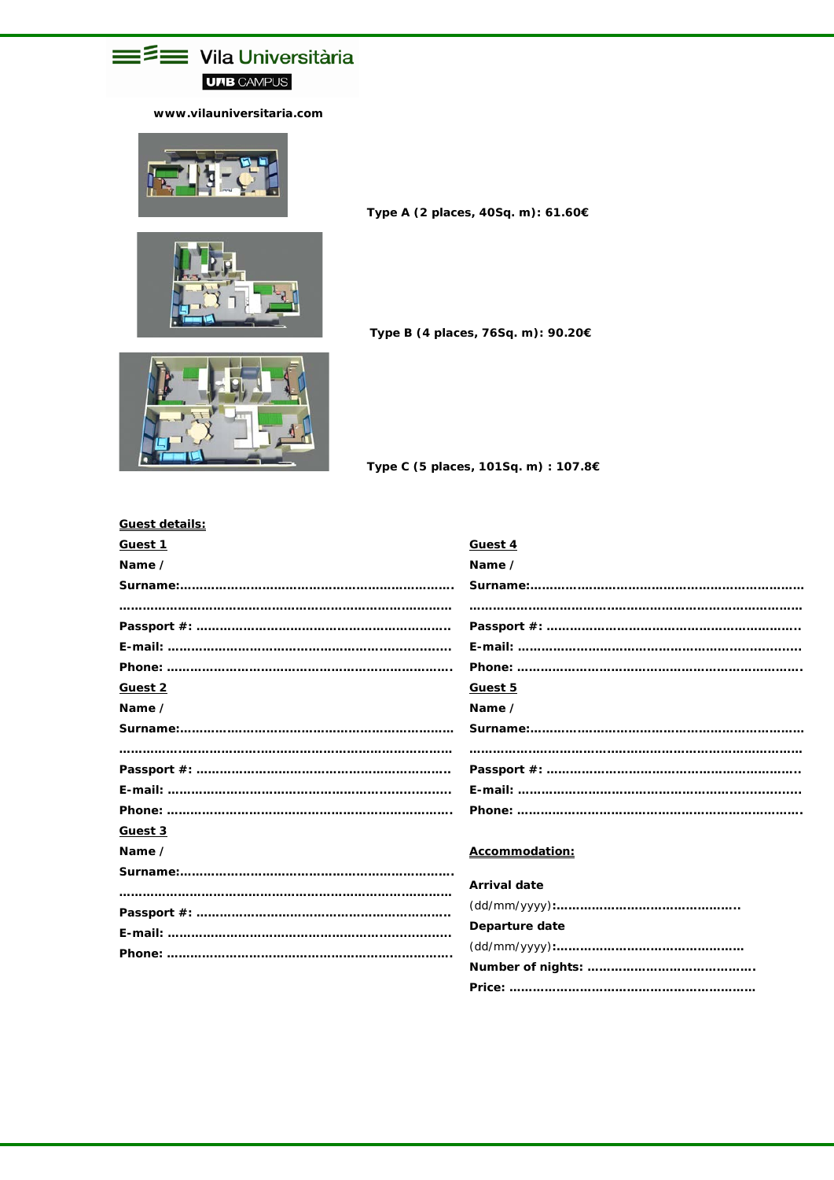Vila Universitària

UAB CAMPUS

**www.vilauniversitaria.com**

**Type A (2 places, 40Sq. m): 61.60€**

**Type B (4 places, 76Sq. m): 90.20€**

**Type C (5 places, 101Sq. m) : 107.8€**

**Guest details:**

**Guest 1**

**Name / Surname:**......................................................................
..........................................................................................

**Passport #:** ..................................................................

**E-mail:** ..........................................................................

**Phone:** ..........................................................................

**Guest 2**

**Name / Surname:**......................................................................
..........................................................................................

**Passport #:** ..................................................................

**E-mail:** ..........................................................................

**Phone:** ..........................................................................

**Guest 3**

**Name / Surname:**......................................................................
..........................................................................................

**Passport #:** ..................................................................

**E-mail:** ..........................................................................

**Phone:** ..........................................................................

**Guest 4**

**Name / Surname:**......................................................................
..........................................................................................

**Passport #:** ..................................................................

**E-mail:** ..........................................................................

**Phone:** ..........................................................................

**Guest 5**

**Name / Surname:**......................................................................
..........................................................................................

**Passport #:** ..................................................................

**E-mail:** ..........................................................................

**Phone:** ..........................................................................

**Accommodation:**

**Arrival date** (dd/mm/yyyy)**:**.............................................

**Departure date** (dd/mm/yyyy)**:**............................................

**Number of nights:** ..........................................

**Price:** ..............................................................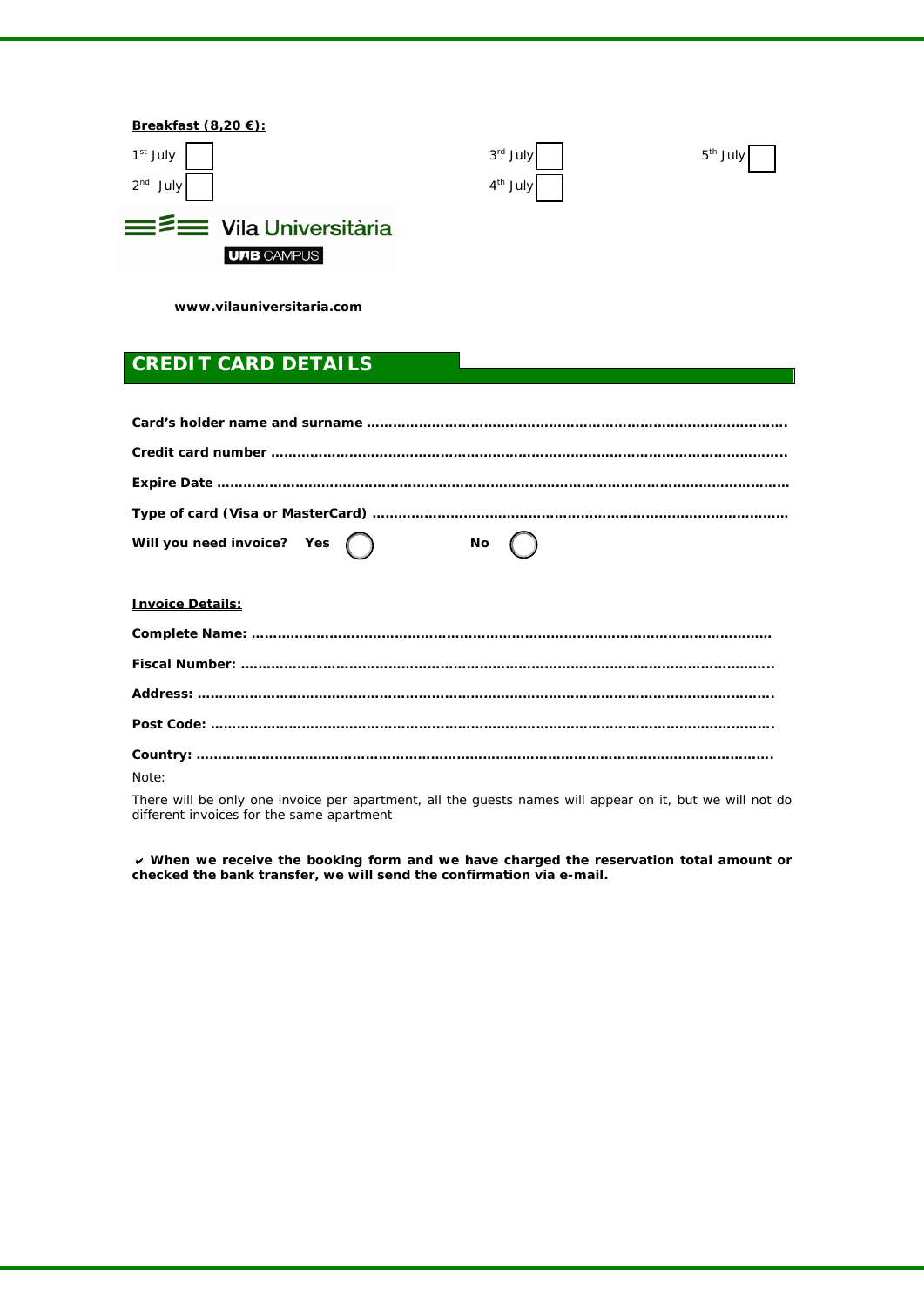**Breakfast (8,20 €):**

1st July ☐ 3rd July ☐ 5th July ☐

2nd July ☐ 4th July ☐

Vila Universitària

UAB CAMPUS

**www.vilauniversitaria.com**

## CREDIT CARD DETAILS

**Card's holder name and surname ……………………………………………………………………………………….**

**Credit card number ……………………………………………………………………………………………………….**

**Expire Date ………………………………………………………………………………………………………………….**

**Type of card (Visa or MasterCard) …………………………………………………………………………………….**

**Will you need invoice? Yes** ◯ **No** ◯

**Invoice Details:**

**Complete Name: ………………………………………………………………………………………………………**

**Fiscal Number: ……………………………………………………………………………………………………….**

**Address: ……………………………………………………………………………………………………………….**

**Post Code: …………………………………………………………………………………………………………….**

**Country: ……………………………………………………………………………………………………………….**

Note:

There will be only one invoice per apartment, all the guests names will appear on it, but we will not do different invoices for the same apartment

✔ **When we receive the booking form and we have charged the reservation total amount or checked the bank transfer, we will send the confirmation via e-mail.**